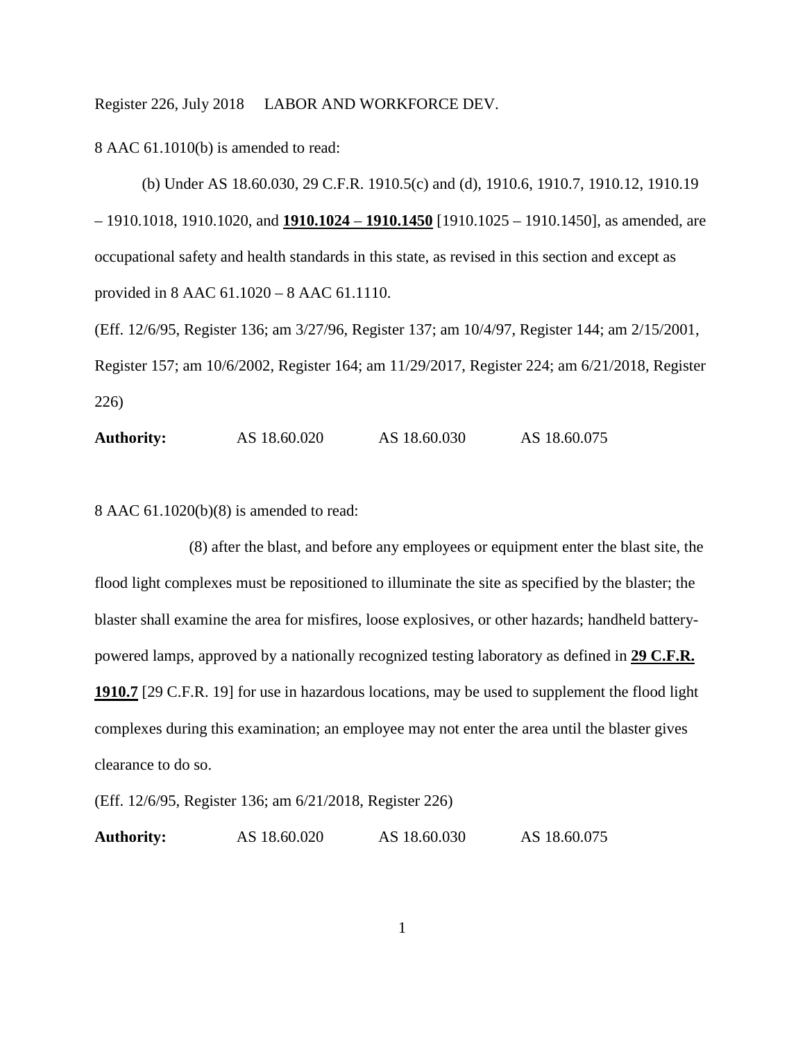8 AAC 61.1010(b) is amended to read:

(b) Under AS 18.60.030, 29 C.F.R. 1910.5(c) and (d), 1910.6, 1910.7, 1910.12, 1910.19 – 1910.1018, 1910.1020, and **1910.1024 – 1910.1450** [1910.1025 – 1910.1450], as amended, are occupational safety and health standards in this state, as revised in this section and except as provided in 8 AAC 61.1020 – 8 AAC 61.1110.

(Eff. 12/6/95, Register 136; am 3/27/96, Register 137; am 10/4/97, Register 144; am 2/15/2001, Register 157; am 10/6/2002, Register 164; am 11/29/2017, Register 224; am 6/21/2018, Register 226)

**Authority:** AS 18.60.020 AS 18.60.030 AS 18.60.075

8 AAC 61.1020(b)(8) is amended to read:

(8) after the blast, and before any employees or equipment enter the blast site, the flood light complexes must be repositioned to illuminate the site as specified by the blaster; the blaster shall examine the area for misfires, loose explosives, or other hazards; handheld battery-powered lamps, approved by a nationally recognized testing laboratory as defined in **29 C.F.R. 1910.7** [29 C.F.R. 19] for use in hazardous locations, may be used to supplement the flood light complexes during this examination; an employee may not enter the area until the blaster gives clearance to do so.

(Eff. 12/6/95, Register 136; am 6/21/2018, Register 226)

**Authority:** AS 18.60.020 AS 18.60.030 AS 18.60.075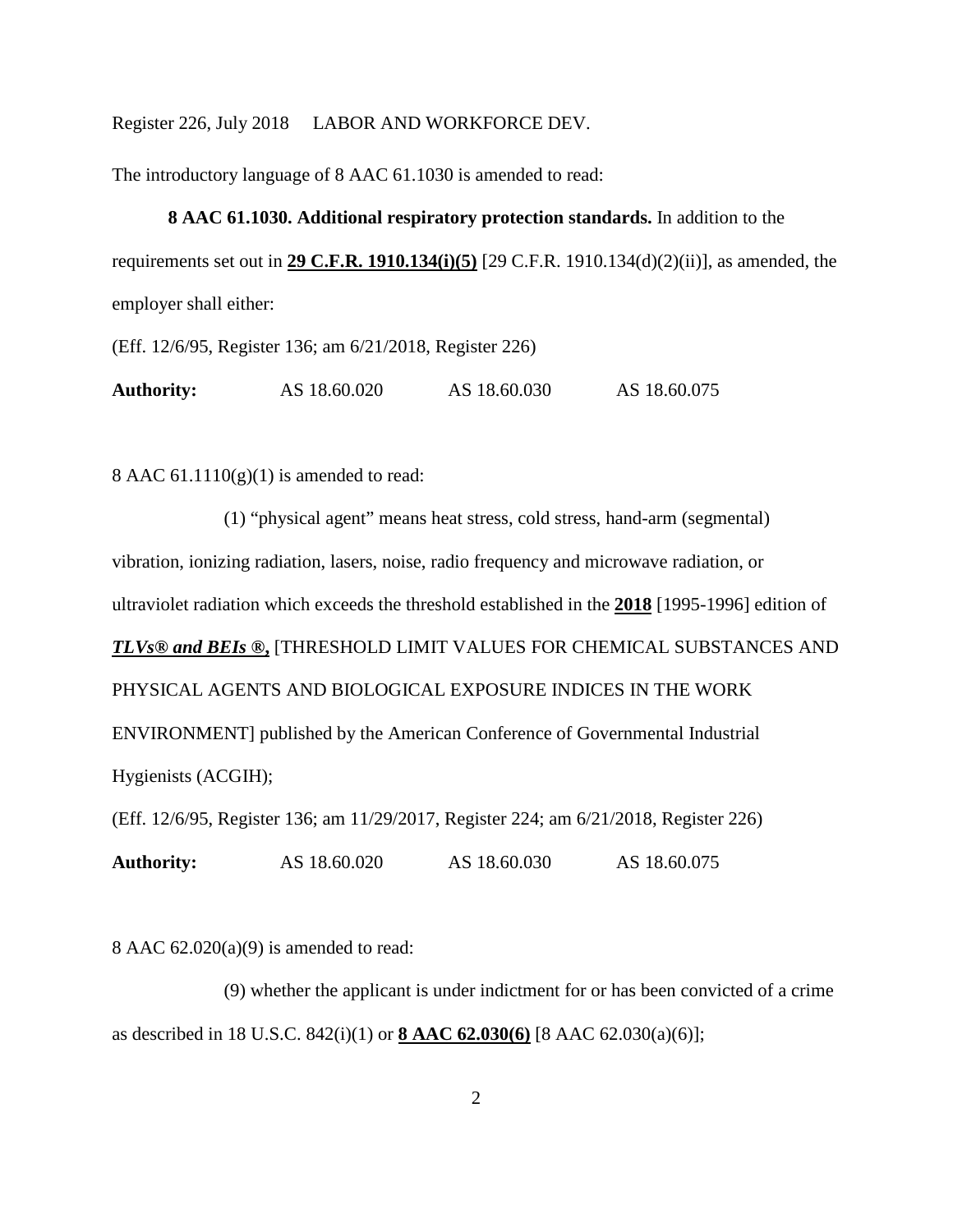The introductory language of 8 AAC 61.1030 is amended to read:

**8 AAC 61.1030. Additional respiratory protection standards.** In addition to the requirements set out in **<u>29 C.F.R. 1910.134(i)(5)</u>** [29 C.F.R. 1910.134(d)(2)(ii)], as amended, the employer shall either:

(Eff. 12/6/95, Register 136; am 6/21/2018, Register 226)

**Authority:** AS 18.60.020 AS 18.60.030 AS 18.60.075

8 AAC 61.1110(g)(1) is amended to read:

(1) "physical agent" means heat stress, cold stress, hand-arm (segmental) vibration, ionizing radiation, lasers, noise, radio frequency and microwave radiation, or ultraviolet radiation which exceeds the threshold established in the **<u>2018</u>** [1995-1996] edition of ***<u>TLVs® and BEIs ®,</u>*** [THRESHOLD LIMIT VALUES FOR CHEMICAL SUBSTANCES AND PHYSICAL AGENTS AND BIOLOGICAL EXPOSURE INDICES IN THE WORK ENVIRONMENT] published by the American Conference of Governmental Industrial Hygienists (ACGIH);

(Eff. 12/6/95, Register 136; am 11/29/2017, Register 224; am 6/21/2018, Register 226)

**Authority:** AS 18.60.020 AS 18.60.030 AS 18.60.075

8 AAC 62.020(a)(9) is amended to read:

(9) whether the applicant is under indictment for or has been convicted of a crime as described in 18 U.S.C. 842(i)(1) or **<u>8 AAC 62.030(6)</u>** [8 AAC 62.030(a)(6)];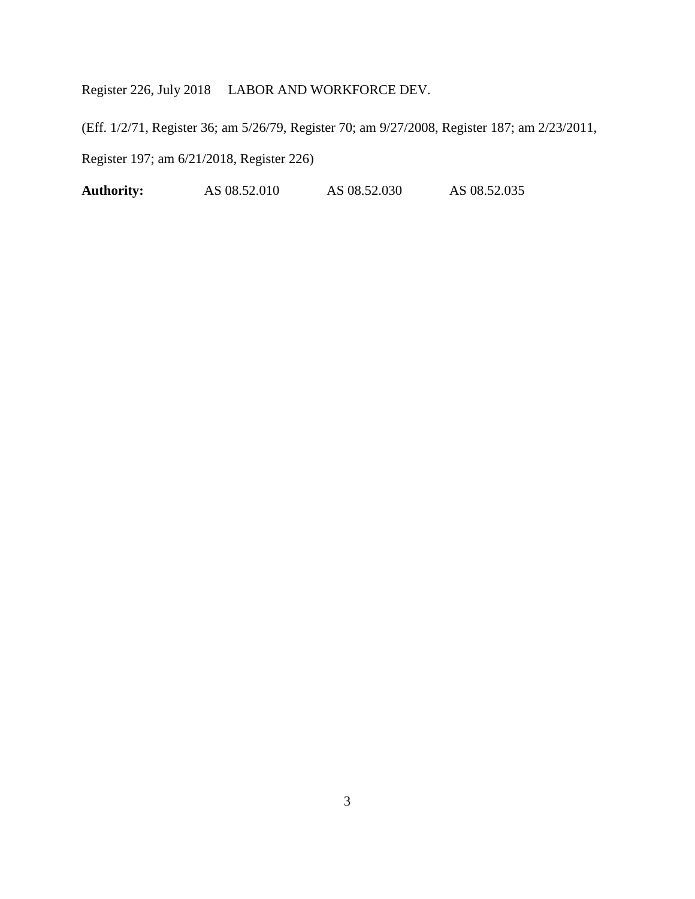(Eff. 1/2/71, Register 36; am 5/26/79, Register 70; am 9/27/2008, Register 187; am 2/23/2011, Register 197; am 6/21/2018, Register 226)

**Authority:** AS 08.52.010 AS 08.52.030 AS 08.52.035